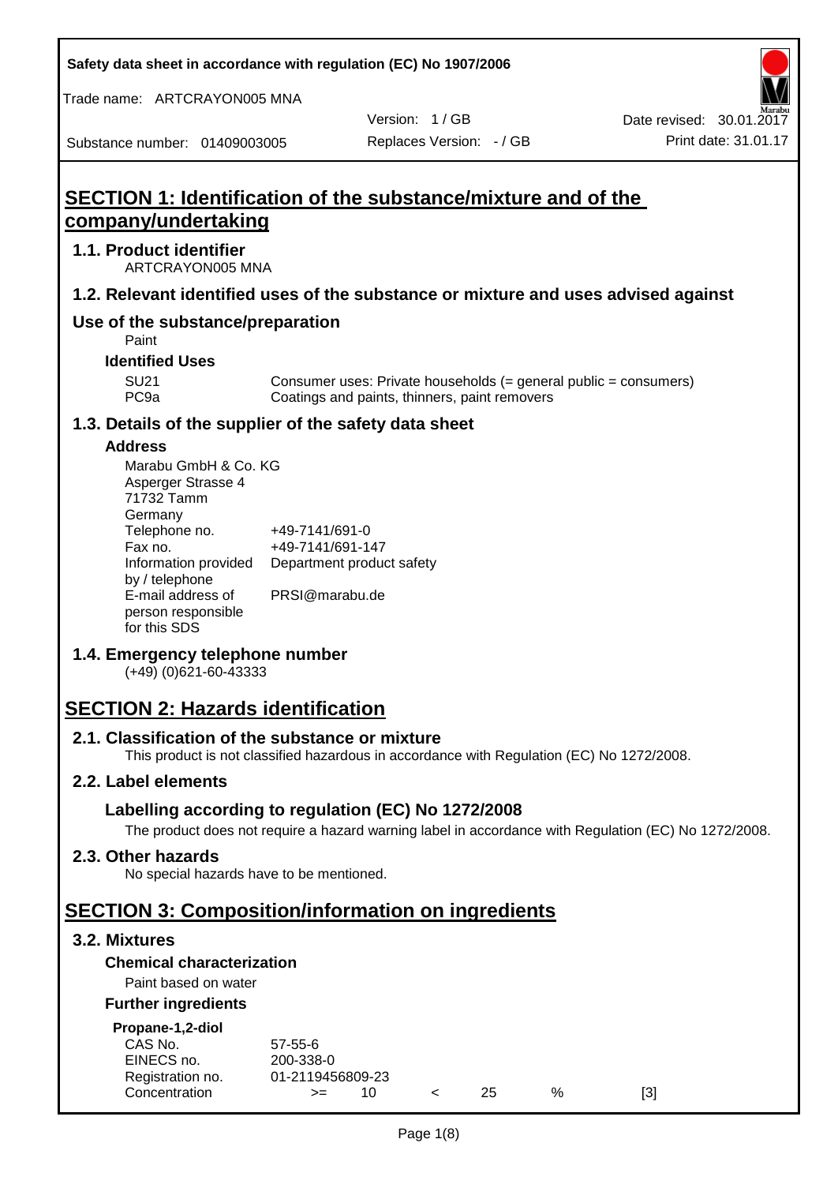# SECTION 1: Identification of the substance/mixture and of the company/undertaking

## 1.1. Product identifier

ARTCRAYON005 MNA

## 1.2. Relevant identified uses of the substance or mixture and uses advised against

### Use of the substance/preparation

Paint

**Identified Uses**

| | |
|---|---|
| SU21 | Consumer uses: Private households (= general public = consumers) |
| PC9a | Coatings and paints, thinners, paint removers |

## 1.3. Details of the supplier of the safety data sheet

**Address**

Marabu GmbH & Co. KG
Asperger Strasse 4
71732 Tamm
Germany

| | |
|---|---|
| Telephone no. | +49-7141/691-0 |
| Fax no. | +49-7141/691-147 |
| Information provided by / telephone | Department product safety |
| E-mail address of person responsible for this SDS | PRSI@marabu.de |

## 1.4. Emergency telephone number

(+49) (0)621-60-43333

# SECTION 2: Hazards identification

## 2.1. Classification of the substance or mixture

This product is not classified hazardous in accordance with Regulation (EC) No 1272/2008.

## 2.2. Label elements

### Labelling according to regulation (EC) No 1272/2008

The product does not require a hazard warning label in accordance with Regulation (EC) No 1272/2008.

## 2.3. Other hazards

No special hazards have to be mentioned.

# SECTION 3: Composition/information on ingredients

## 3.2. Mixtures

**Chemical characterization**

Paint based on water

**Further ingredients**

**Propane-1,2-diol**

| | | | | | | |
|---|---|---|---|---|---|---|
| CAS No. | 57-55-6 | | | | | |
| EINECS no. | 200-338-0 | | | | | |
| Registration no. | 01-2119456809-23 | | | | | |
| Concentration | >= | 10 | < | 25 | % | [3] |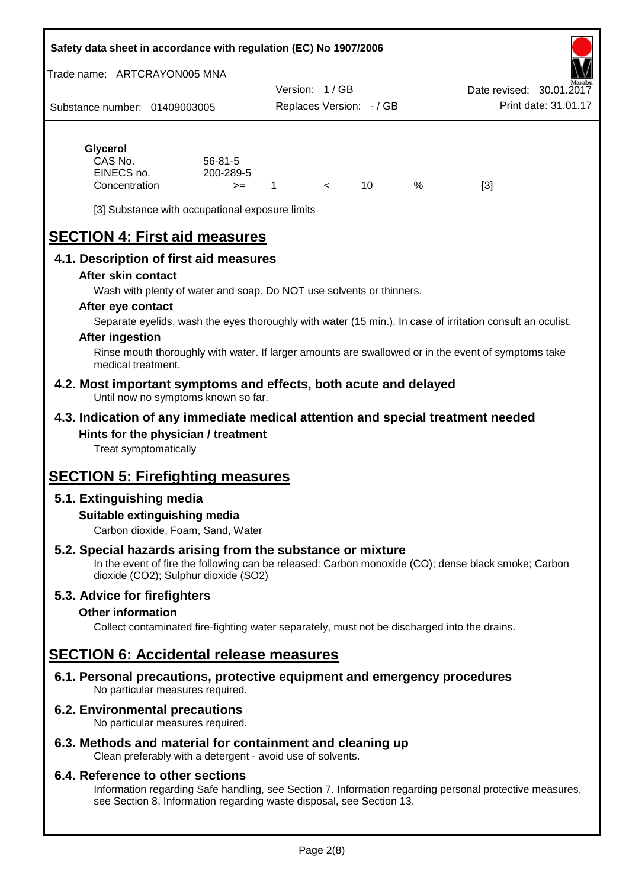**Glycerol**

| | | | | | | |
|---|---|---|---|---|---|---|
| CAS No. | 56-81-5 | | | | | |
| EINECS no. | 200-289-5 | | | | | |
| Concentration | >= | 1 | < | 10 | % | [3] |

[3] Substance with occupational exposure limits

# SECTION 4: First aid measures

## 4.1. Description of first aid measures

### After skin contact

Wash with plenty of water and soap. Do NOT use solvents or thinners.

### After eye contact

Separate eyelids, wash the eyes thoroughly with water (15 min.). In case of irritation consult an oculist.

### After ingestion

Rinse mouth thoroughly with water. If larger amounts are swallowed or in the event of symptoms take medical treatment.

## 4.2. Most important symptoms and effects, both acute and delayed

Until now no symptoms known so far.

## 4.3. Indication of any immediate medical attention and special treatment needed

### Hints for the physician / treatment

Treat symptomatically

# SECTION 5: Firefighting measures

## 5.1. Extinguishing media

### Suitable extinguishing media

Carbon dioxide, Foam, Sand, Water

## 5.2. Special hazards arising from the substance or mixture

In the event of fire the following can be released: Carbon monoxide (CO); dense black smoke; Carbon dioxide ($CO_2$); Sulphur dioxide ($SO_2$)

## 5.3. Advice for firefighters

### Other information

Collect contaminated fire-fighting water separately, must not be discharged into the drains.

# SECTION 6: Accidental release measures

## 6.1. Personal precautions, protective equipment and emergency procedures

No particular measures required.

## 6.2. Environmental precautions

No particular measures required.

## 6.3. Methods and material for containment and cleaning up

Clean preferably with a detergent - avoid use of solvents.

## 6.4. Reference to other sections

Information regarding Safe handling, see Section 7. Information regarding personal protective measures, see Section 8. Information regarding waste disposal, see Section 13.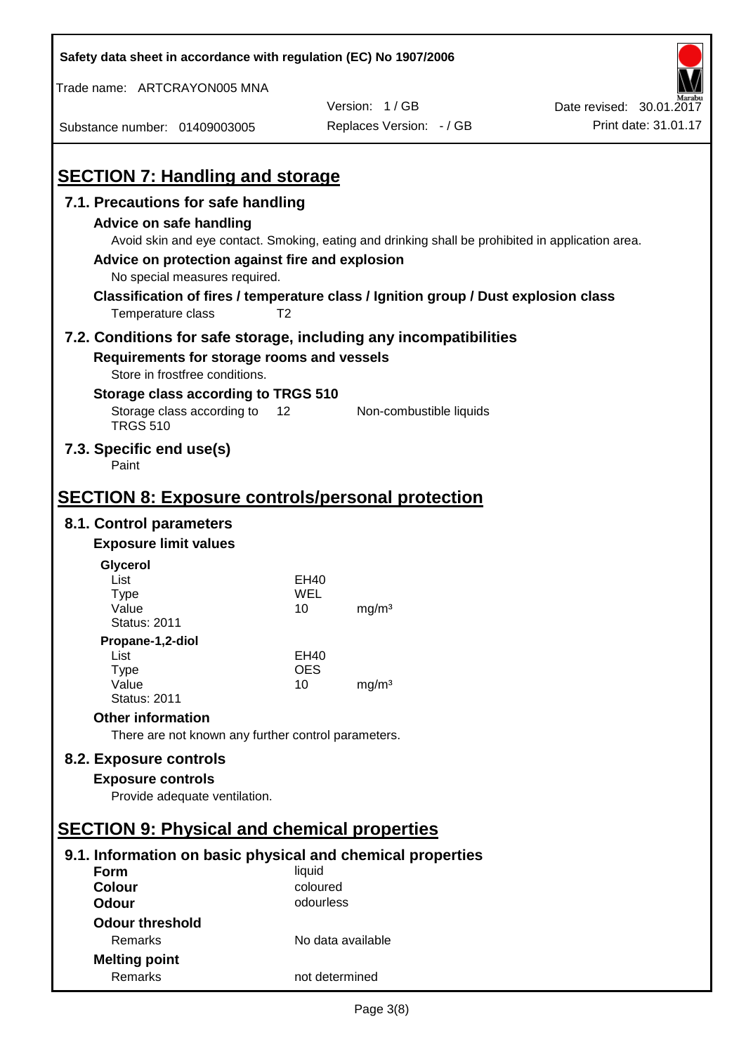## SECTION 7: Handling and storage

### 7.1. Precautions for safe handling

**Advice on safe handling**

Avoid skin and eye contact. Smoking, eating and drinking shall be prohibited in application area.

**Advice on protection against fire and explosion**

No special measures required.

**Classification of fires / temperature class / Ignition group / Dust explosion class**

Temperature class T2

### 7.2. Conditions for safe storage, including any incompatibilities

**Requirements for storage rooms and vessels**

Store in frostfree conditions.

**Storage class according to TRGS 510**

| | | |
|---|---|---|
| Storage class according to TRGS 510 | 12 | Non-combustible liquids |

### 7.3. Specific end use(s)

Paint

## SECTION 8: Exposure controls/personal protection

### 8.1. Control parameters

**Exposure limit values**

**Glycerol**

| | | |
|---|---|---|
| List | EH40 | |
| Type | WEL | |
| Value | 10 | mg/m³ |
| Status: 2011 | | |

**Propane-1,2-diol**

| | | |
|---|---|---|
| List | EH40 | |
| Type | OES | |
| Value | 10 | mg/m³ |
| Status: 2011 | | |

**Other information**

There are not known any further control parameters.

### 8.2. Exposure controls

**Exposure controls**

Provide adequate ventilation.

## SECTION 9: Physical and chemical properties

### 9.1. Information on basic physical and chemical properties

| | |
|---|---|
| **Form** | liquid |
| **Colour** | coloured |
| **Odour** | odourless |
| **Odour threshold** | |
| Remarks | No data available |
| **Melting point** | |
| Remarks | not determined |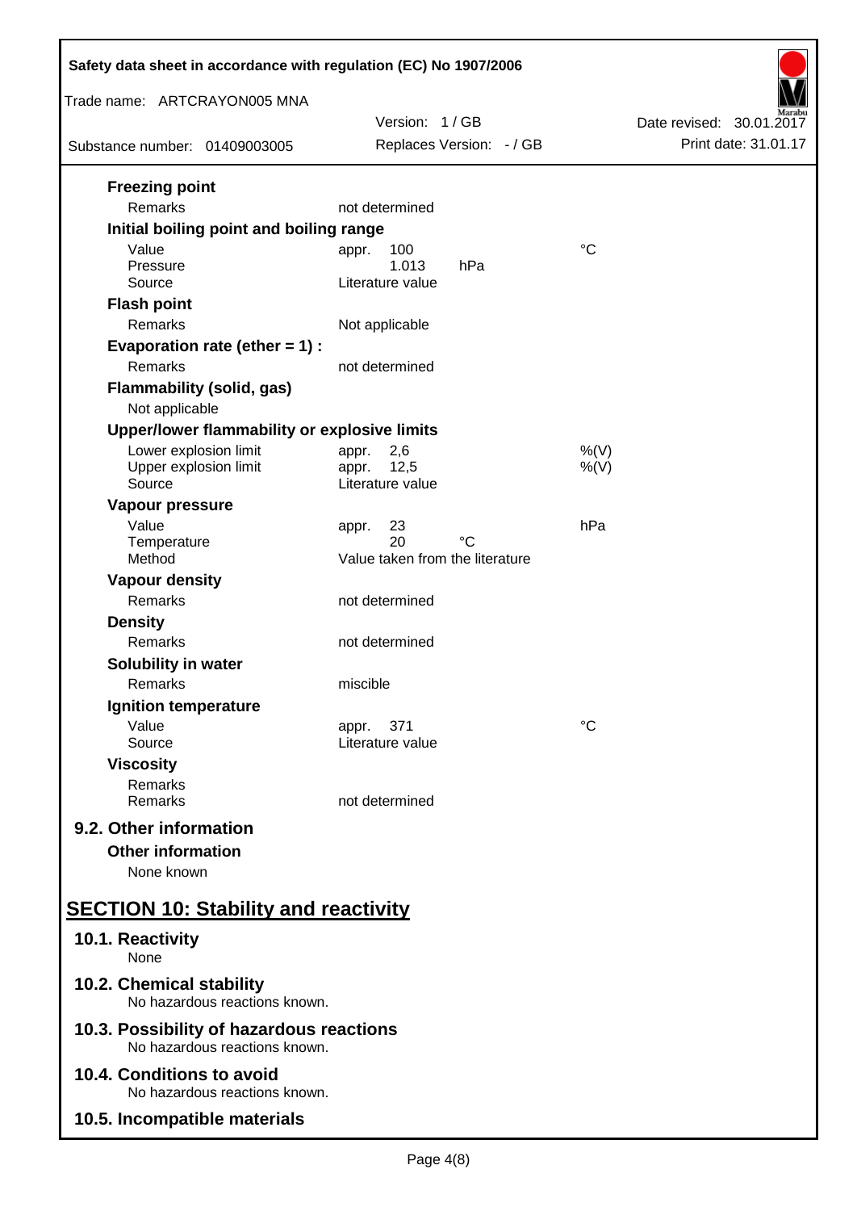**Freezing point**

| | | |
|---|---|---|
| Remarks | not determined | |

**Initial boiling point and boiling range**

| | | |
|---|---|---|
| Value | appr. 100 | °C |
| Pressure | 1.013 hPa | |
| Source | Literature value | |

**Flash point**

| | | |
|---|---|---|
| Remarks | Not applicable | |

**Evaporation rate (ether = 1) :**

| | | |
|---|---|---|
| Remarks | not determined | |

**Flammability (solid, gas)**

Not applicable

**Upper/lower flammability or explosive limits**

| | | |
|---|---|---|
| Lower explosion limit | appr. 2,6 | %(V) |
| Upper explosion limit | appr. 12,5 | %(V) |
| Source | Literature value | |

**Vapour pressure**

| | | |
|---|---|---|
| Value | appr. 23 | hPa |
| Temperature | 20 °C | |
| Method | Value taken from the literature | |

**Vapour density**

| | | |
|---|---|---|
| Remarks | not determined | |

**Density**

| | | |
|---|---|---|
| Remarks | not determined | |

**Solubility in water**

| | | |
|---|---|---|
| Remarks | miscible | |

**Ignition temperature**

| | | |
|---|---|---|
| Value | appr. 371 | °C |
| Source | Literature value | |

**Viscosity**

| | | |
|---|---|---|
| Remarks | | |
| Remarks | not determined | |

## 9.2. Other information

**Other information**

None known

# SECTION 10: Stability and reactivity

## 10.1. Reactivity

None

## 10.2. Chemical stability

No hazardous reactions known.

## 10.3. Possibility of hazardous reactions

No hazardous reactions known.

## 10.4. Conditions to avoid

No hazardous reactions known.

## 10.5. Incompatible materials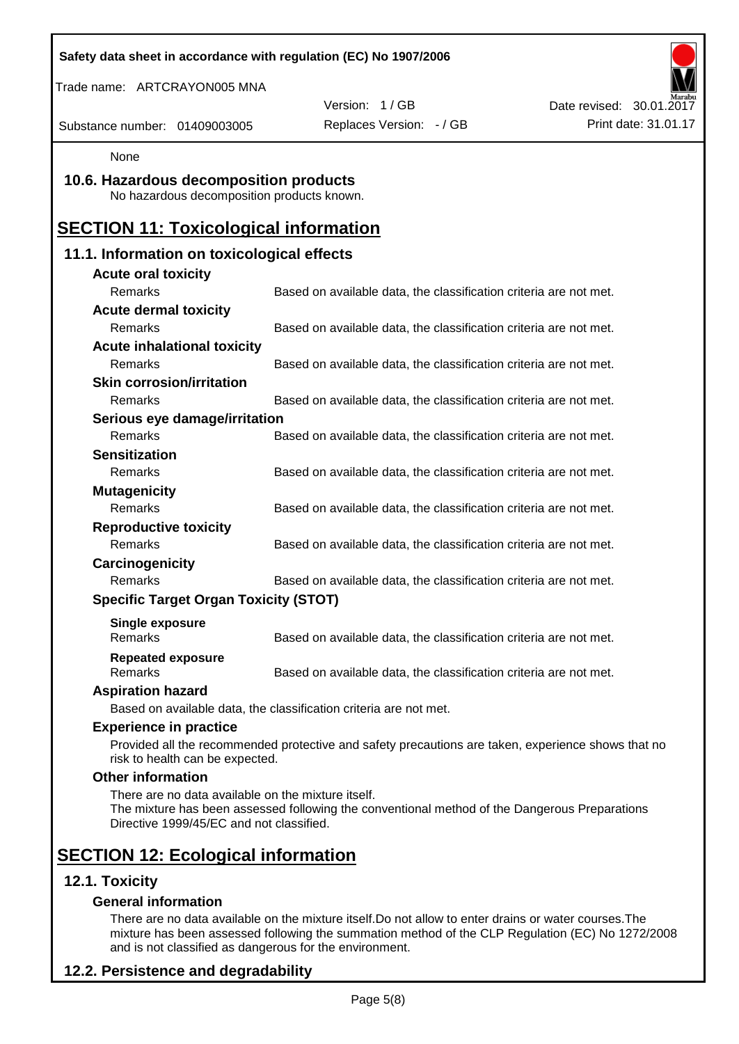None

## 10.6. Hazardous decomposition products

No hazardous decomposition products known.

# SECTION 11: Toxicological information

## 11.1. Information on toxicological effects

**Acute oral toxicity**

| | |
|---|---|
| Remarks | Based on available data, the classification criteria are not met. |

**Acute dermal toxicity**

| | |
|---|---|
| Remarks | Based on available data, the classification criteria are not met. |

**Acute inhalational toxicity**

| | |
|---|---|
| Remarks | Based on available data, the classification criteria are not met. |

**Skin corrosion/irritation**

| | |
|---|---|
| Remarks | Based on available data, the classification criteria are not met. |

**Serious eye damage/irritation**

| | |
|---|---|
| Remarks | Based on available data, the classification criteria are not met. |

**Sensitization**

| | |
|---|---|
| Remarks | Based on available data, the classification criteria are not met. |

**Mutagenicity**

| | |
|---|---|
| Remarks | Based on available data, the classification criteria are not met. |

**Reproductive toxicity**

| | |
|---|---|
| Remarks | Based on available data, the classification criteria are not met. |

**Carcinogenicity**

| | |
|---|---|
| Remarks | Based on available data, the classification criteria are not met. |

**Specific Target Organ Toxicity (STOT)**

**Single exposure**

| | |
|---|---|
| Remarks | Based on available data, the classification criteria are not met. |

**Repeated exposure**

| | |
|---|---|
| Remarks | Based on available data, the classification criteria are not met. |

**Aspiration hazard**

Based on available data, the classification criteria are not met.

**Experience in practice**

Provided all the recommended protective and safety precautions are taken, experience shows that no risk to health can be expected.

**Other information**

There are no data available on the mixture itself.
The mixture has been assessed following the conventional method of the Dangerous Preparations Directive 1999/45/EC and not classified.

# SECTION 12: Ecological information

## 12.1. Toxicity

**General information**

There are no data available on the mixture itself.Do not allow to enter drains or water courses.The mixture has been assessed following the summation method of the CLP Regulation (EC) No 1272/2008 and is not classified as dangerous for the environment.

## 12.2. Persistence and degradability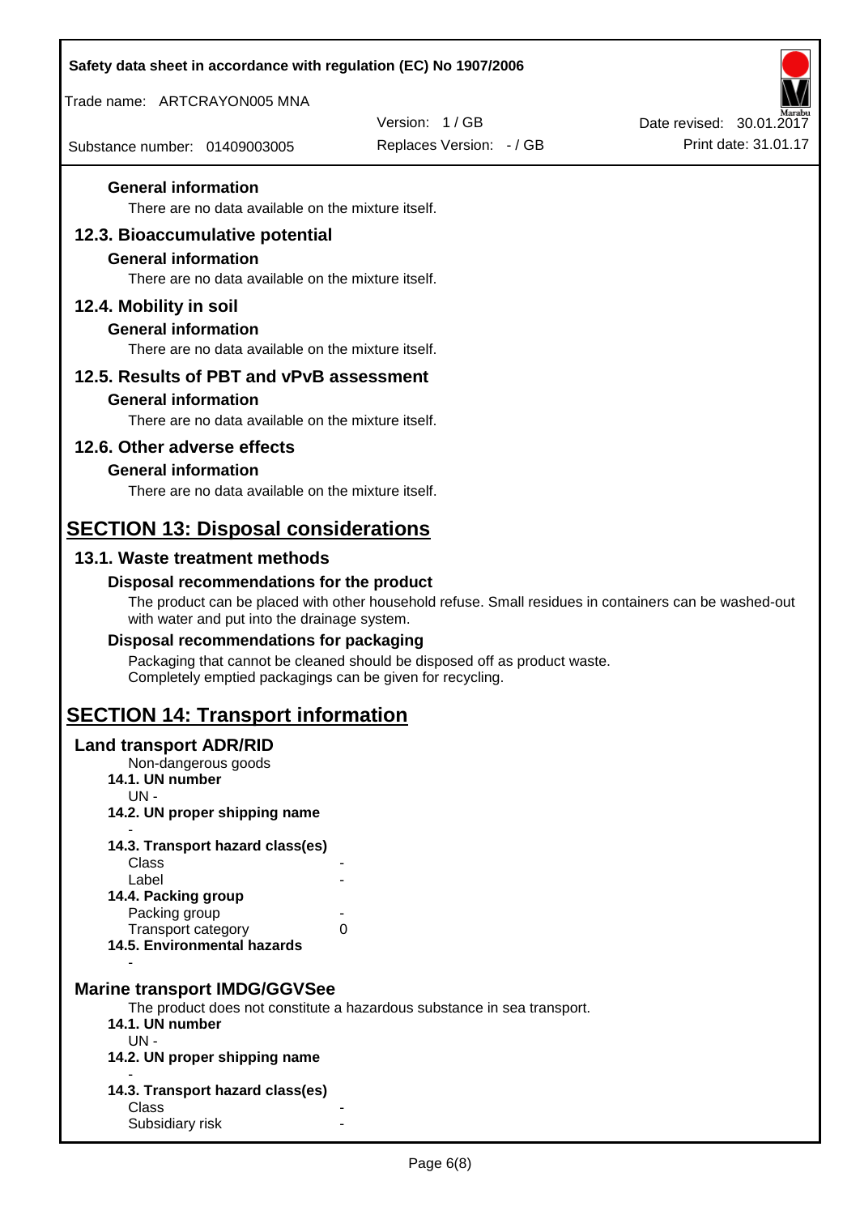### General information

There are no data available on the mixture itself.

## 12.3. Bioaccumulative potential

### General information

There are no data available on the mixture itself.

## 12.4. Mobility in soil

### General information

There are no data available on the mixture itself.

## 12.5. Results of PBT and vPvB assessment

### General information

There are no data available on the mixture itself.

## 12.6. Other adverse effects

### General information

There are no data available on the mixture itself.

# SECTION 13: Disposal considerations

## 13.1. Waste treatment methods

### Disposal recommendations for the product

The product can be placed with other household refuse. Small residues in containers can be washed-out with water and put into the drainage system.

### Disposal recommendations for packaging

Packaging that cannot be cleaned should be disposed off as product waste.
Completely emptied packagings can be given for recycling.

# SECTION 14: Transport information

## Land transport ADR/RID

Non-dangerous goods

**14.1. UN number**

UN -

**14.2. UN proper shipping name**

-

**14.3. Transport hazard class(es)**

| | |
|---|---|
| Class | - |
| Label | - |

**14.4. Packing group**

| | |
|---|---|
| Packing group | - |
| Transport category | 0 |

**14.5. Environmental hazards**

-

## Marine transport IMDG/GGVSee

The product does not constitute a hazardous substance in sea transport.

**14.1. UN number**

UN -

**14.2. UN proper shipping name**

-

**14.3. Transport hazard class(es)**

| | |
|---|---|
| Class | - |
| Subsidiary risk | - |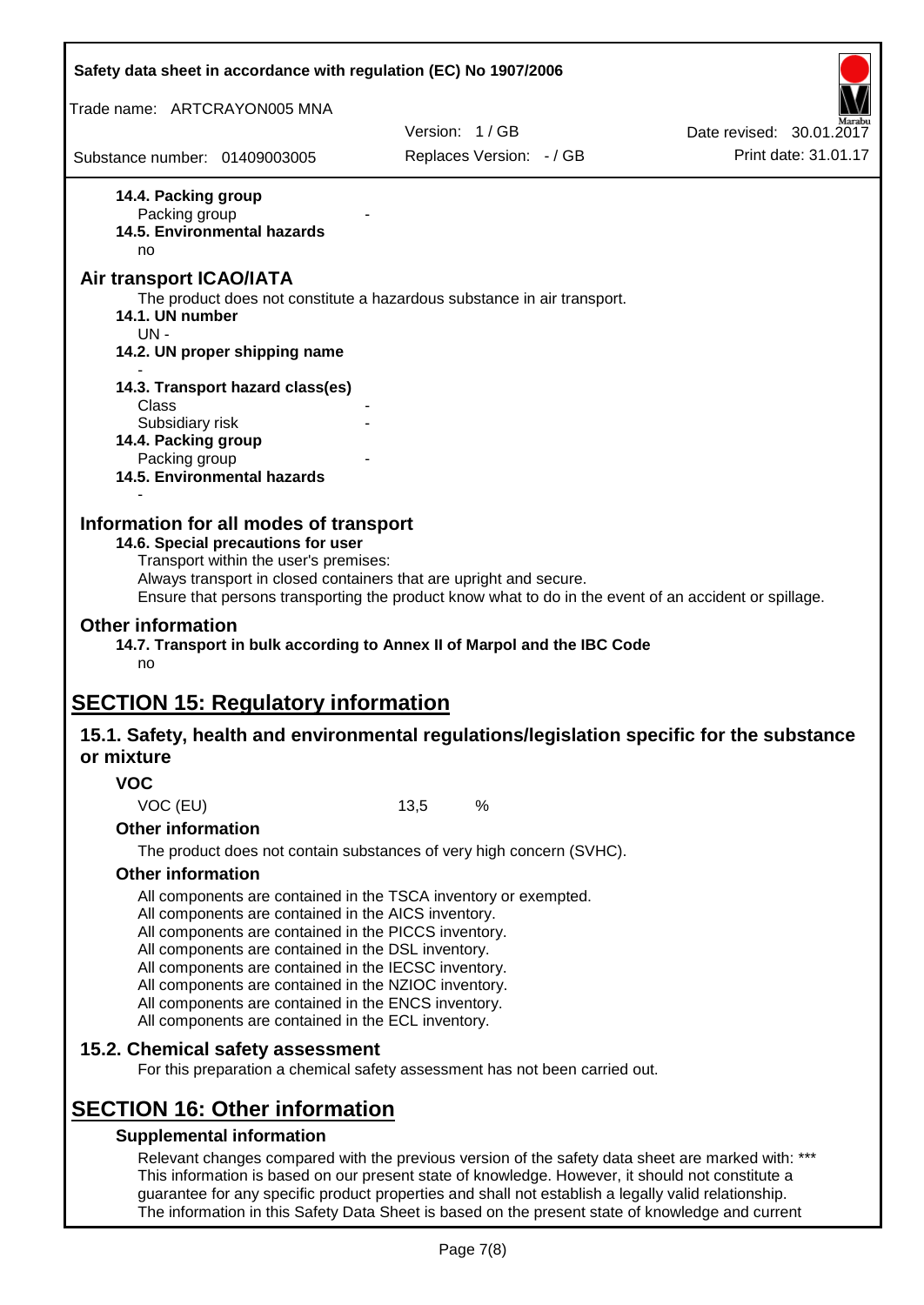**14.4. Packing group**

Packing group -

**14.5. Environmental hazards**

no

## Air transport ICAO/IATA

The product does not constitute a hazardous substance in air transport.

**14.1. UN number**

UN -

**14.2. UN proper shipping name**

-

**14.3. Transport hazard class(es)**

Class -

Subsidiary risk -

**14.4. Packing group**

Packing group -

**14.5. Environmental hazards**

-

## Information for all modes of transport

**14.6. Special precautions for user**

Transport within the user's premises:

Always transport in closed containers that are upright and secure.

Ensure that persons transporting the product know what to do in the event of an accident or spillage.

## Other information

**14.7. Transport in bulk according to Annex II of Marpol and the IBC Code**

no

# SECTION 15: Regulatory information

## 15.1. Safety, health and environmental regulations/legislation specific for the substance or mixture

### VOC

VOC (EU) 13,5 %

### Other information

The product does not contain substances of very high concern (SVHC).

### Other information

All components are contained in the TSCA inventory or exempted.
All components are contained in the AICS inventory.
All components are contained in the PICCS inventory.
All components are contained in the DSL inventory.
All components are contained in the IECSC inventory.
All components are contained in the NZIOC inventory.
All components are contained in the ENCS inventory.
All components are contained in the ECL inventory.

## 15.2. Chemical safety assessment

For this preparation a chemical safety assessment has not been carried out.

# SECTION 16: Other information

### Supplemental information

Relevant changes compared with the previous version of the safety data sheet are marked with: ***
This information is based on our present state of knowledge. However, it should not constitute a guarantee for any specific product properties and shall not establish a legally valid relationship.
The information in this Safety Data Sheet is based on the present state of knowledge and current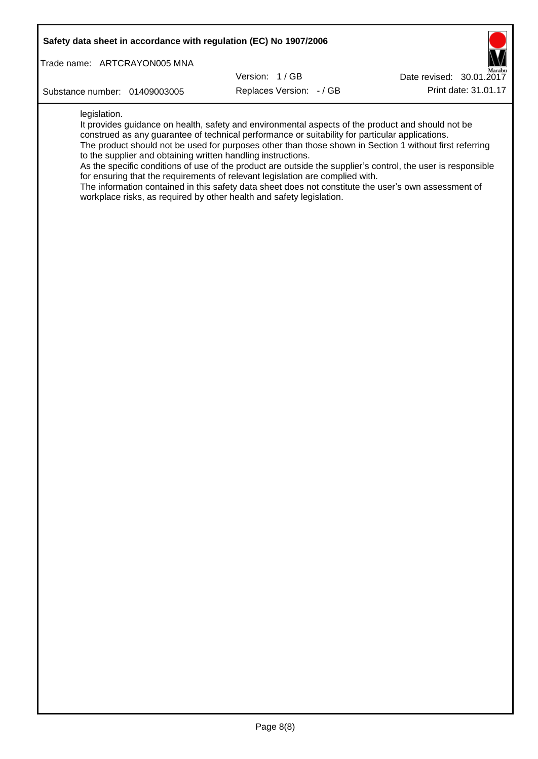legislation.
It provides guidance on health, safety and environmental aspects of the product and should not be construed as any guarantee of technical performance or suitability for particular applications.
The product should not be used for purposes other than those shown in Section 1 without first referring to the supplier and obtaining written handling instructions.
As the specific conditions of use of the product are outside the supplier's control, the user is responsible for ensuring that the requirements of relevant legislation are complied with.
The information contained in this safety data sheet does not constitute the user's own assessment of workplace risks, as required by other health and safety legislation.